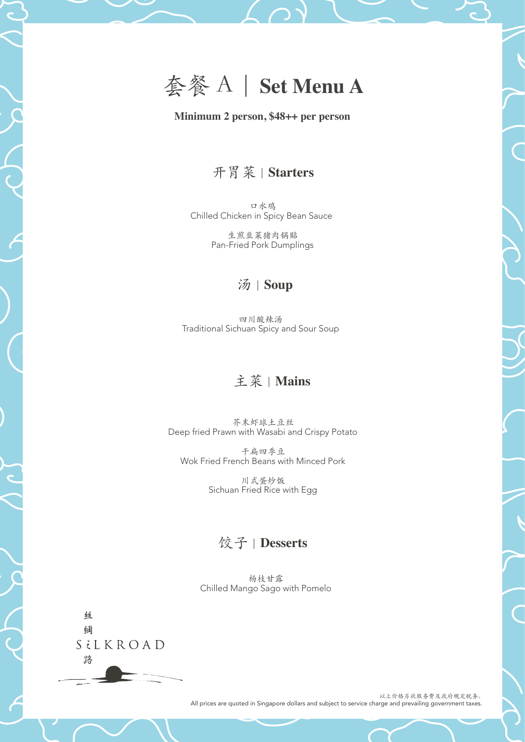# 套餐 A | Set Menu A

**Minimum 2 person, $48++ per person**

## 开胃菜 | Starters

口水鸡
Chilled Chicken in Spicy Bean Sauce

生煎韭菜猪肉锅贴
Pan-Fried Pork Dumplings

## 汤 | Soup

四川酸辣汤
Traditional Sichuan Spicy and Sour Soup

## 主菜 | Mains

芥末虾球土豆丝
Deep fried Prawn with Wasabi and Crispy Potato

干扁四季豆
Wok Fried French Beans with Minced Pork

川式蛋炒饭
Sichuan Fried Rice with Egg

## 饺子 | Desserts

杨枝甘露
Chilled Mango Sago with Pomelo

丝绸路 SILKROAD

以上价格另收服务费及政府规定税务。
All prices are quoted in Singapore dollars and subject to service charge and prevailing government taxes.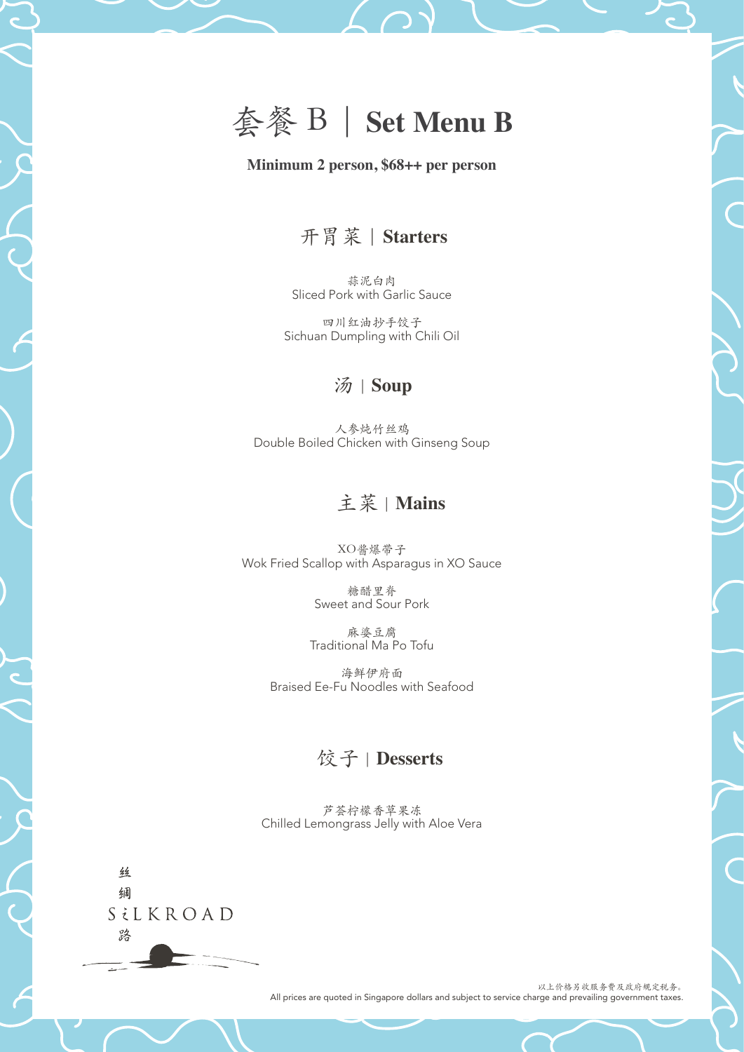# 套餐 B | Set Menu B

**Minimum 2 person, $68++ per person**

## 开胃菜 | Starters

蒜泥白肉
Sliced Pork with Garlic Sauce

四川红油抄手饺子
Sichuan Dumpling with Chili Oil

## 汤 | Soup

人参炖竹丝鸡
Double Boiled Chicken with Ginseng Soup

## 主菜 | Mains

XO酱爆带子
Wok Fried Scallop with Asparagus in XO Sauce

糖醋里脊
Sweet and Sour Pork

麻婆豆腐
Traditional Ma Po Tofu

海鲜伊府面
Braised Ee-Fu Noodles with Seafood

## 饺子 | Desserts

芦荟柠檬香草果冻
Chilled Lemongrass Jelly with Aloe Vera

丝绸路 SILKROAD

以上价格另收服务费及政府规定税务。
All prices are quoted in Singapore dollars and subject to service charge and prevailing government taxes.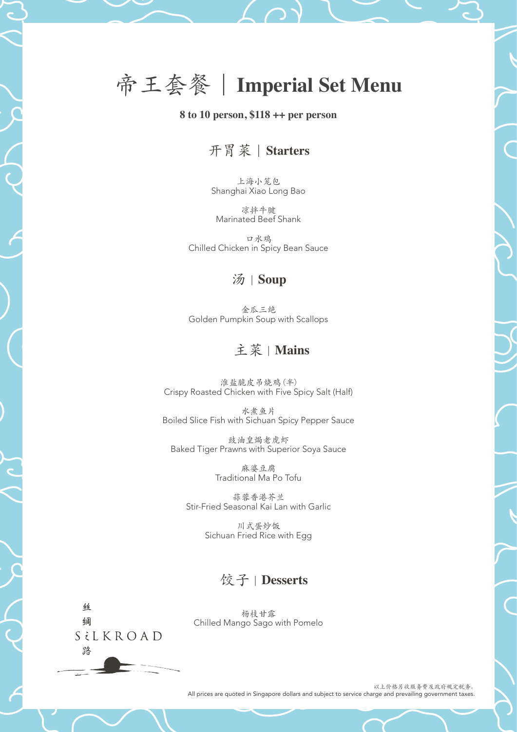# 帝王套餐 | Imperial Set Menu

**8 to 10 person, $118 ++ per person**

## 开胃菜 | Starters

上海小笼包
Shanghai Xiao Long Bao

凉拌牛腱
Marinated Beef Shank

口水鸡
Chilled Chicken in Spicy Bean Sauce

## 汤 | Soup

金瓜三绝
Golden Pumpkin Soup with Scallops

## 主菜 | Mains

淮盐脆皮吊烧鸡(半)
Crispy Roasted Chicken with Five Spicy Salt (Half)

水煮鱼片
Boiled Slice Fish with Sichuan Spicy Pepper Sauce

豉油皇焗老虎虾
Baked Tiger Prawns with Superior Soya Sauce

麻婆豆腐
Traditional Ma Po Tofu

蒜蓉香港芥兰
Stir-Fried Seasonal Kai Lan with Garlic

川式蛋炒饭
Sichuan Fried Rice with Egg

## 饺子 | Desserts

杨枝甘露
Chilled Mango Sago with Pomelo

丝绸路
SILKROAD

以上价格另收服务费及政府规定税务。
All prices are quoted in Singapore dollars and subject to service charge and prevailing government taxes.